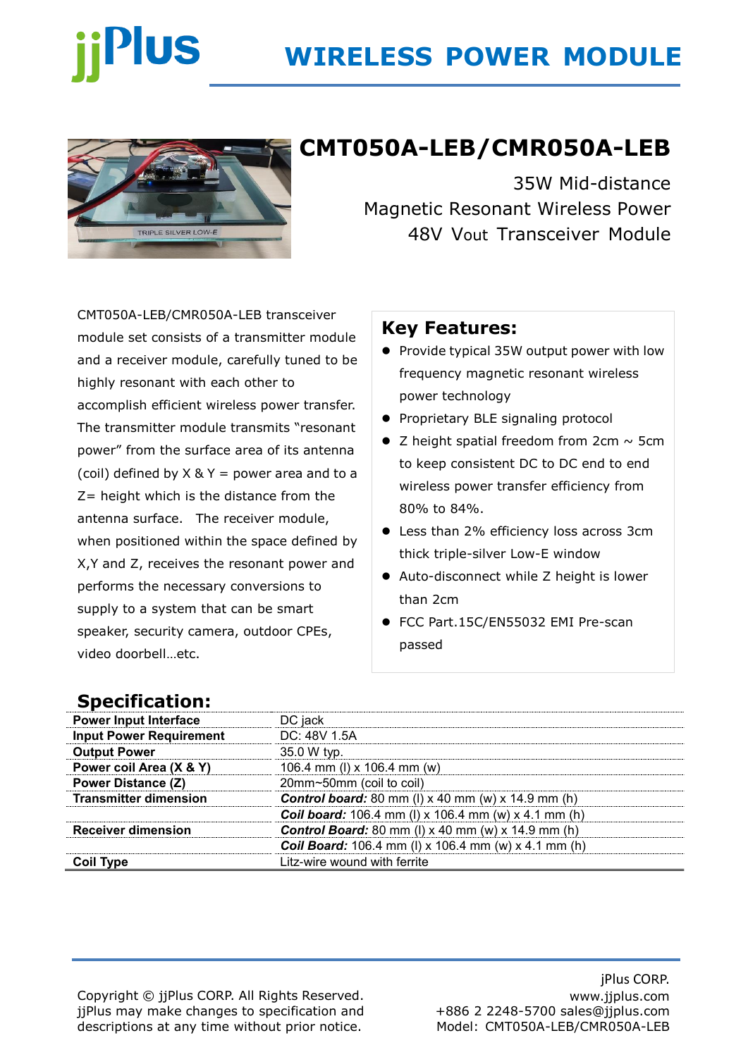# WIRELESS POWER MODULE

## CMT050A-LEB/CMR050A-LEB

35W Mid-distance
Magnetic Resonant Wireless Power
48V Vout Transceiver Module

CMT050A-LEB/CMR050A-LEB transceiver module set consists of a transmitter module and a receiver module, carefully tuned to be highly resonant with each other to accomplish efficient wireless power transfer. The transmitter module transmits "resonant power" from the surface area of its antenna (coil) defined by X & Y = power area and to a Z= height which is the distance from the antenna surface. The receiver module, when positioned within the space defined by X,Y and Z, receives the resonant power and performs the necessary conversions to supply to a system that can be smart speaker, security camera, outdoor CPEs, video doorbell…etc.

### Key Features:

- Provide typical 35W output power with low frequency magnetic resonant wireless power technology
- Proprietary BLE signaling protocol
- Z height spatial freedom from 2cm ~ 5cm to keep consistent DC to DC end to end wireless power transfer efficiency from 80% to 84%.
- Less than 2% efficiency loss across 3cm thick triple-silver Low-E window
- Auto-disconnect while Z height is lower than 2cm
- FCC Part.15C/EN55032 EMI Pre-scan passed

### Specification:

| | |
|---|---|
| **Power Input Interface** | DC jack |
| **Input Power Requirement** | DC: 48V 1.5A |
| **Output Power** | 35.0 W typ. |
| **Power coil Area (X & Y)** | 106.4 mm (l) x 106.4 mm (w) |
| **Power Distance (Z)** | 20mm~50mm (coil to coil) |
| **Transmitter dimension** | ***Control board:*** 80 mm (l) x 40 mm (w) x 14.9 mm (h) |
| | ***Coil board:*** 106.4 mm (l) x 106.4 mm (w) x 4.1 mm (h) |
| **Receiver dimension** | ***Control Board:*** 80 mm (l) x 40 mm (w) x 14.9 mm (h) |
| | ***Coil Board:*** 106.4 mm (l) x 106.4 mm (w) x 4.1 mm (h) |
| **Coil Type** | Litz-wire wound with ferrite |

Copyright © jjPlus CORP. All Rights Reserved.
jjPlus may make changes to specification and descriptions at any time without prior notice.

jPlus CORP.
www.jjplus.com
+886 2 2248-5700 sales@jjplus.com
Model: CMT050A-LEB/CMR050A-LEB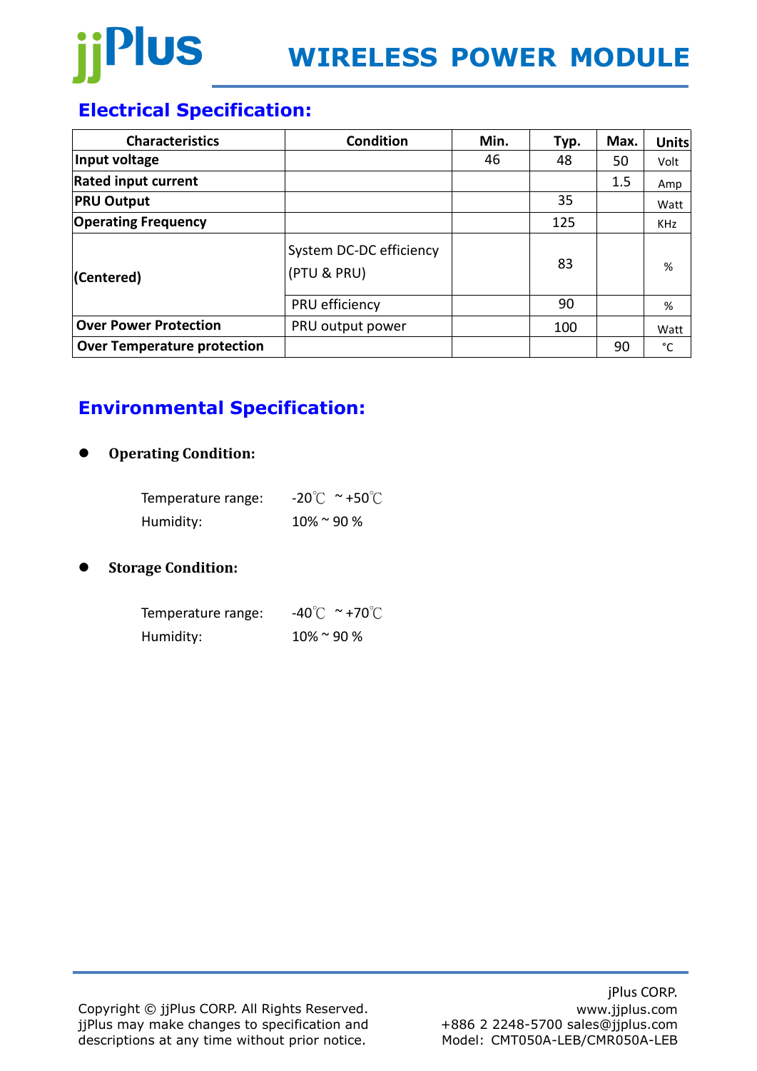## Electrical Specification:

| Characteristics | Condition | Min. | Typ. | Max. | Units |
|---|---|---|---|---|---|
| **Input voltage** | | 46 | 48 | 50 | Volt |
| **Rated input current** | | | | 1.5 | Amp |
| **PRU Output** | | | 35 | | Watt |
| **Operating Frequency** | | | 125 | | KHz |
| **(Centered)** | System DC-DC efficiency (PTU & PRU) | | 83 | | % |
| | PRU efficiency | | 90 | | % |
| **Over Power Protection** | PRU output power | | 100 | | Watt |
| **Over Temperature protection** | | | | 90 | °C |

## Environmental Specification:

- **Operating Condition:**

  Temperature range: -20℃ ~ +50℃
  
  Humidity: 10% ~ 90 %

- **Storage Condition:**

  Temperature range: -40℃ ~ +70℃
  
  Humidity: 10% ~ 90 %

Copyright © jjPlus CORP. All Rights Reserved. jjPlus may make changes to specification and descriptions at any time without prior notice.

jPlus CORP.
www.jjplus.com
+886 2 2248-5700 sales@jjplus.com
Model: CMT050A-LEB/CMR050A-LEB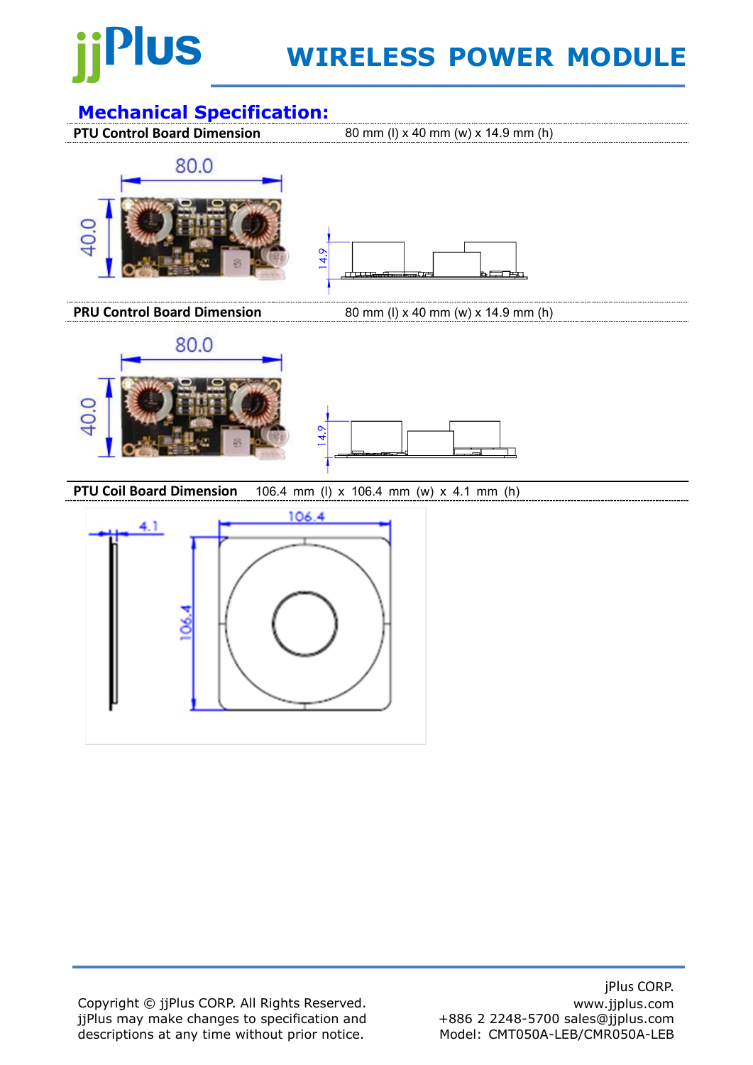## Mechanical Specification:

**PTU Control Board Dimension** 80 mm (l) x 40 mm (w) x 14.9 mm (h)

**PRU Control Board Dimension** 80 mm (l) x 40 mm (w) x 14.9 mm (h)

**PTU Coil Board Dimension** 106.4 mm (l) x 106.4 mm (w) x 4.1 mm (h)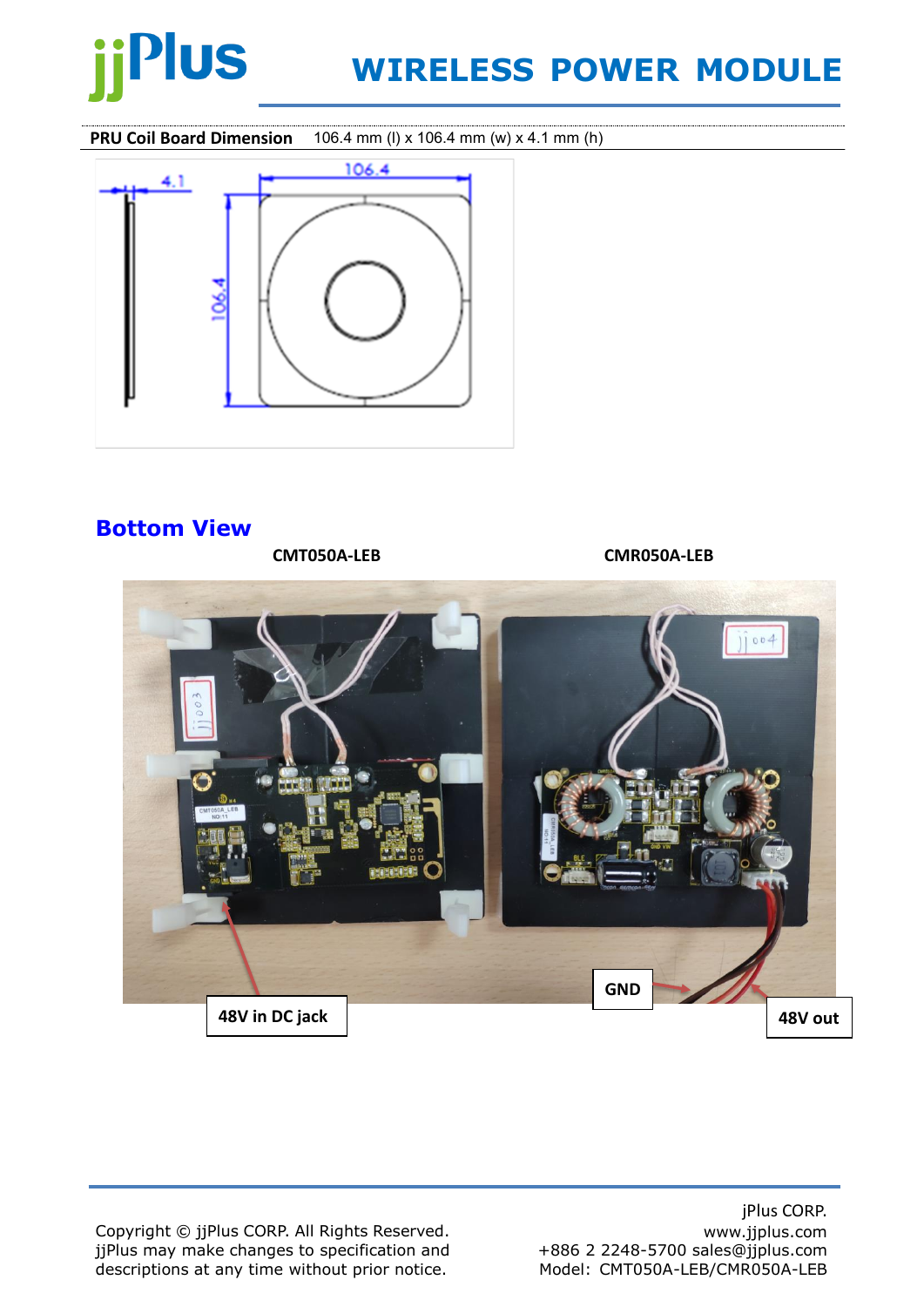**PRU Coil Board Dimension** 106.4 mm (l) x 106.4 mm (w) x 4.1 mm (h)

## Bottom View

CMT050A-LEB

CMR050A-LEB

48V in DC jack

GND

48V out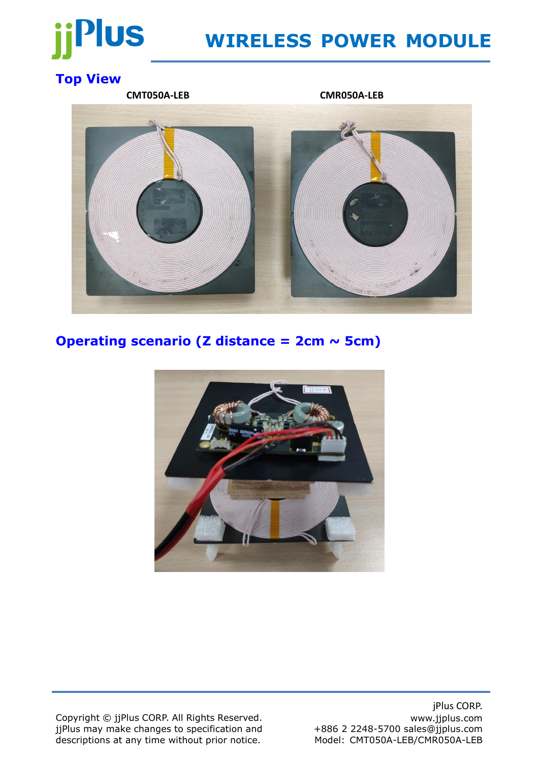## Top View

CMT050A-LEB

CMR050A-LEB

## Operating scenario (Z distance = 2cm ~ 5cm)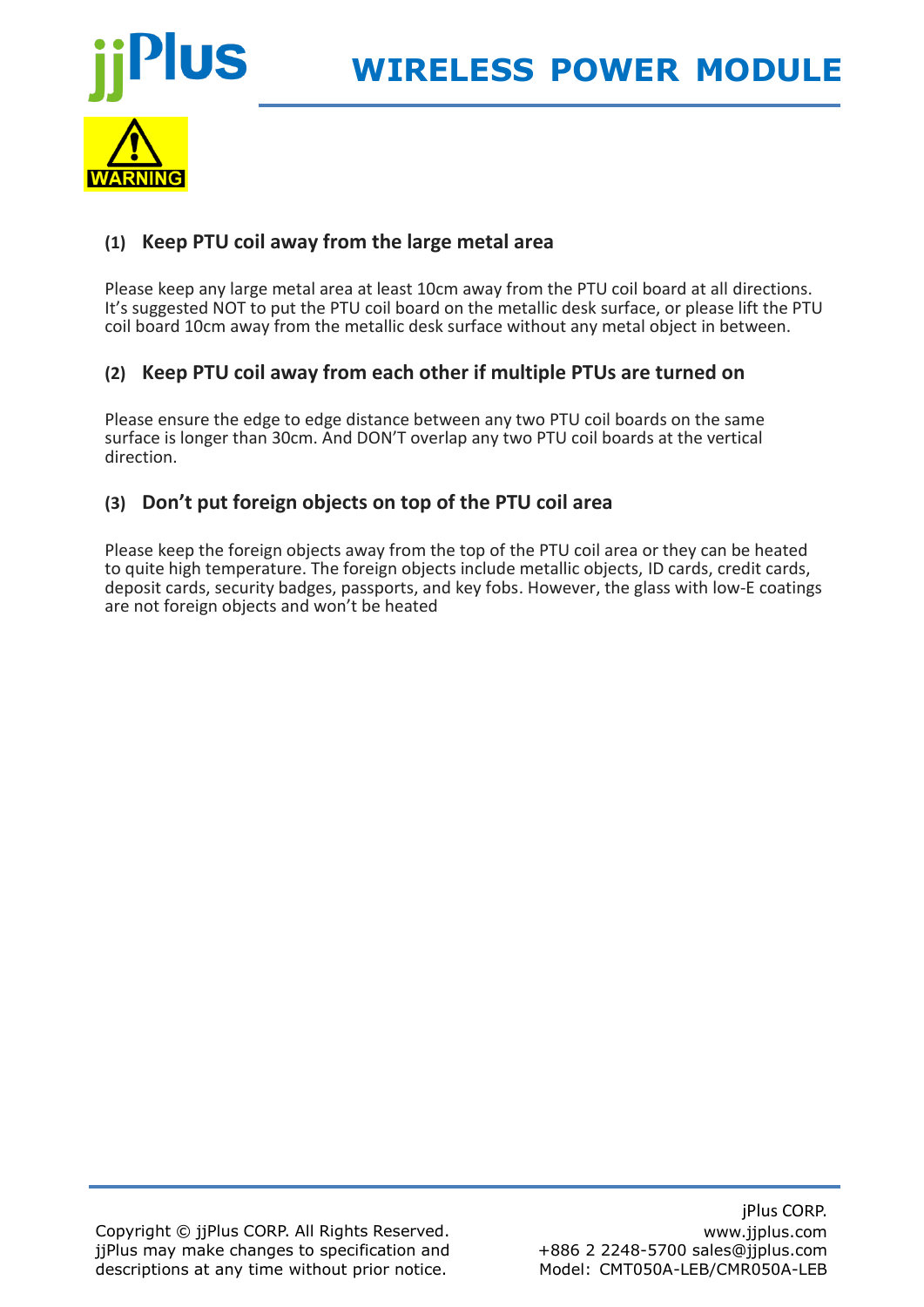# WIRELESS POWER MODULE

WARNING

### (1) Keep PTU coil away from the large metal area

Please keep any large metal area at least 10cm away from the PTU coil board at all directions. It's suggested NOT to put the PTU coil board on the metallic desk surface, or please lift the PTU coil board 10cm away from the metallic desk surface without any metal object in between.

### (2) Keep PTU coil away from each other if multiple PTUs are turned on

Please ensure the edge to edge distance between any two PTU coil boards on the same surface is longer than 30cm. And DON'T overlap any two PTU coil boards at the vertical direction.

### (3) Don't put foreign objects on top of the PTU coil area

Please keep the foreign objects away from the top of the PTU coil area or they can be heated to quite high temperature. The foreign objects include metallic objects, ID cards, credit cards, deposit cards, security badges, passports, and key fobs. However, the glass with low-E coatings are not foreign objects and won't be heated

Copyright © jjPlus CORP. All Rights Reserved.
jjPlus may make changes to specification and descriptions at any time without prior notice.

jPlus CORP.
www.jjplus.com
+886 2 2248-5700 sales@jjplus.com
Model: CMT050A-LEB/CMR050A-LEB